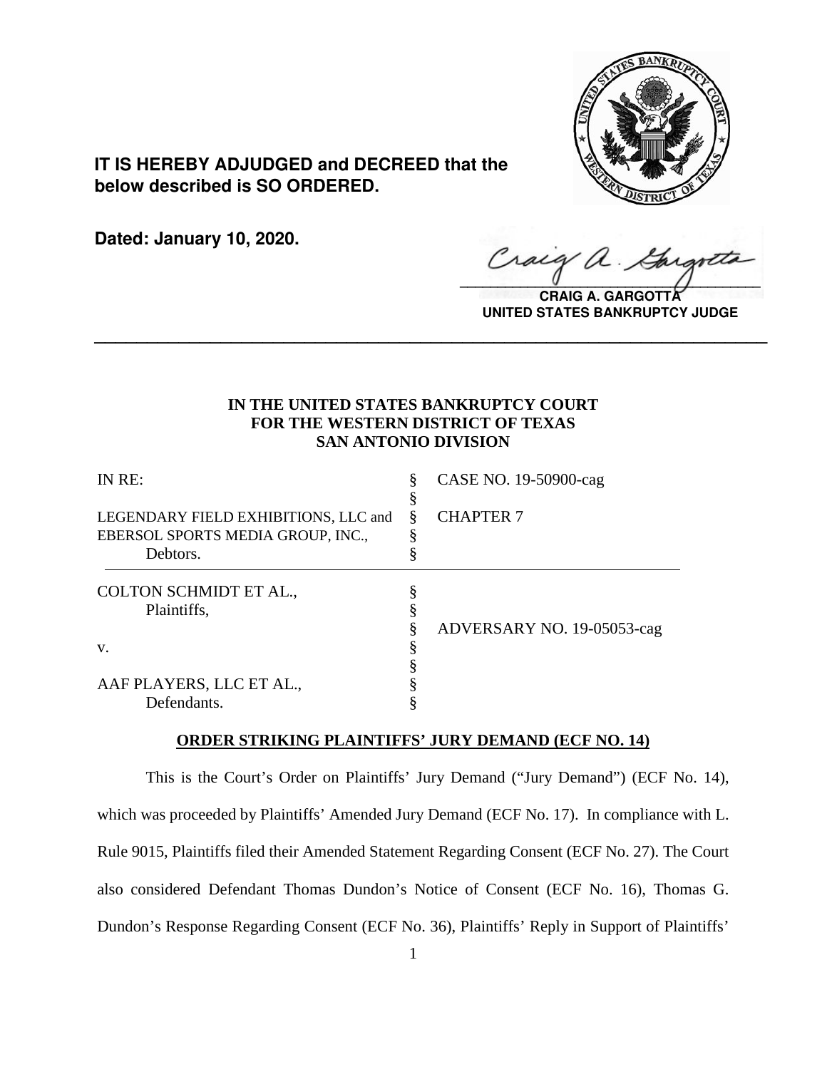**IT IS HEREBY ADJUDGED and DECREED that the below described is SO ORDERED.**

**Dated: January 10, 2020.**

**CRAIG A. GARGOTTA**
**UNITED STATES BANKRUPTCY JUDGE**

---

**IN THE UNITED STATES BANKRUPTCY COURT**
**FOR THE WESTERN DISTRICT OF TEXAS**
**SAN ANTONIO DIVISION**

| | | |
|---|---|---|
| IN RE: | § | CASE NO. 19-50900-cag |
| | § | |
| LEGENDARY FIELD EXHIBITIONS, LLC and | § | CHAPTER 7 |
| EBERSOL SPORTS MEDIA GROUP, INC., | § | |
| Debtors. | § | |
| COLTON SCHMIDT ET AL., | § | |
| Plaintiffs, | § | |
| | § | ADVERSARY NO. 19-05053-cag |
| v. | § | |
| | § | |
| AAF PLAYERS, LLC ET AL., | § | |
| Defendants. | § | |

**ORDER STRIKING PLAINTIFFS' JURY DEMAND (ECF NO. 14)**

This is the Court's Order on Plaintiffs' Jury Demand ("Jury Demand") (ECF No. 14), which was proceeded by Plaintiffs' Amended Jury Demand (ECF No. 17). In compliance with L. Rule 9015, Plaintiffs filed their Amended Statement Regarding Consent (ECF No. 27). The Court also considered Defendant Thomas Dundon's Notice of Consent (ECF No. 16), Thomas G. Dundon's Response Regarding Consent (ECF No. 36), Plaintiffs' Reply in Support of Plaintiffs'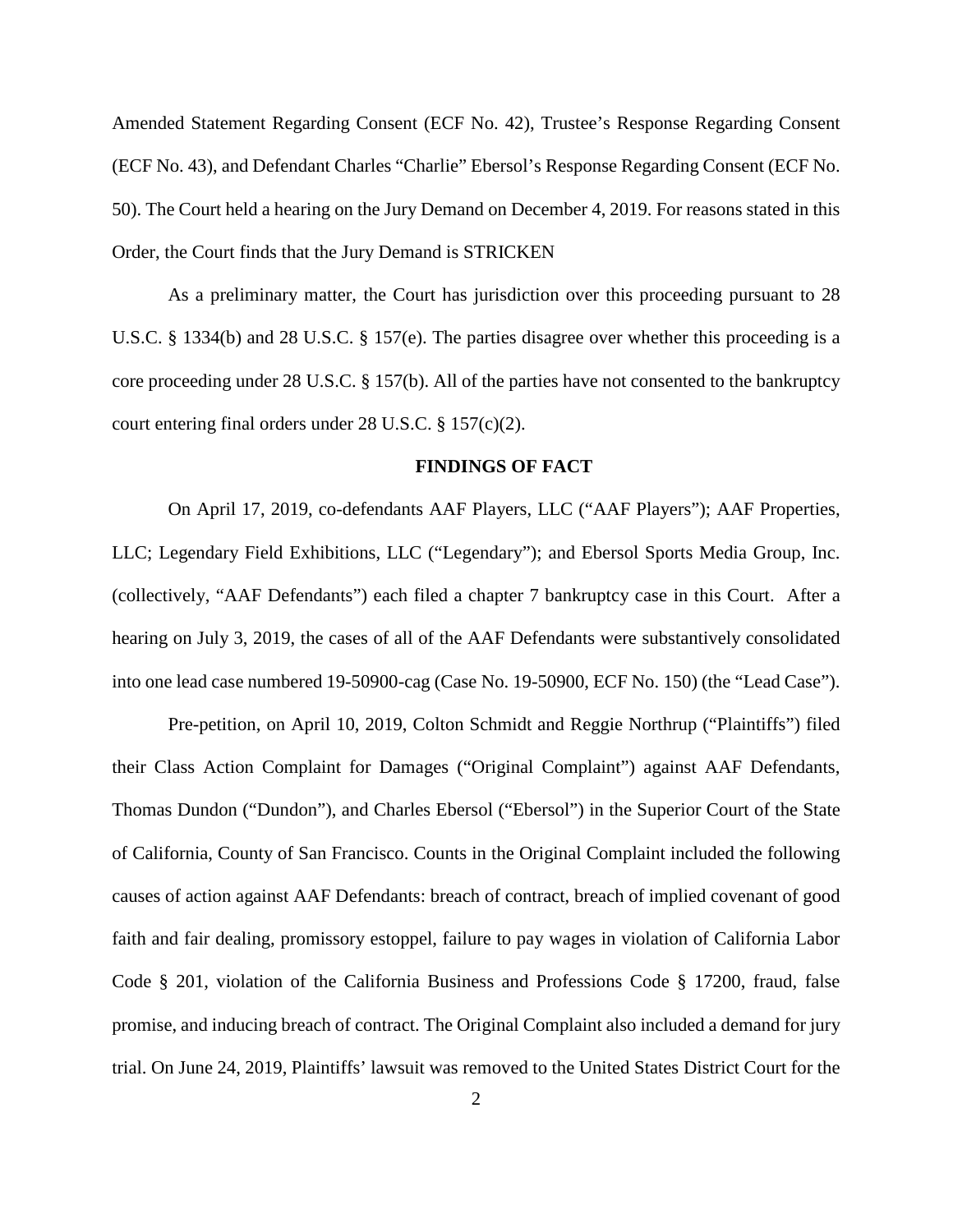Amended Statement Regarding Consent (ECF No. 42), Trustee's Response Regarding Consent (ECF No. 43), and Defendant Charles "Charlie" Ebersol's Response Regarding Consent (ECF No. 50). The Court held a hearing on the Jury Demand on December 4, 2019. For reasons stated in this Order, the Court finds that the Jury Demand is STRICKEN

As a preliminary matter, the Court has jurisdiction over this proceeding pursuant to 28 U.S.C. § 1334(b) and 28 U.S.C. § 157(e). The parties disagree over whether this proceeding is a core proceeding under 28 U.S.C. § 157(b). All of the parties have not consented to the bankruptcy court entering final orders under 28 U.S.C. § 157(c)(2).

## FINDINGS OF FACT

On April 17, 2019, co-defendants AAF Players, LLC ("AAF Players"); AAF Properties, LLC; Legendary Field Exhibitions, LLC ("Legendary"); and Ebersol Sports Media Group, Inc. (collectively, "AAF Defendants") each filed a chapter 7 bankruptcy case in this Court. After a hearing on July 3, 2019, the cases of all of the AAF Defendants were substantively consolidated into one lead case numbered 19-50900-cag (Case No. 19-50900, ECF No. 150) (the "Lead Case").

Pre-petition, on April 10, 2019, Colton Schmidt and Reggie Northrup ("Plaintiffs") filed their Class Action Complaint for Damages ("Original Complaint") against AAF Defendants, Thomas Dundon ("Dundon"), and Charles Ebersol ("Ebersol") in the Superior Court of the State of California, County of San Francisco. Counts in the Original Complaint included the following causes of action against AAF Defendants: breach of contract, breach of implied covenant of good faith and fair dealing, promissory estoppel, failure to pay wages in violation of California Labor Code § 201, violation of the California Business and Professions Code § 17200, fraud, false promise, and inducing breach of contract. The Original Complaint also included a demand for jury trial. On June 24, 2019, Plaintiffs' lawsuit was removed to the United States District Court for the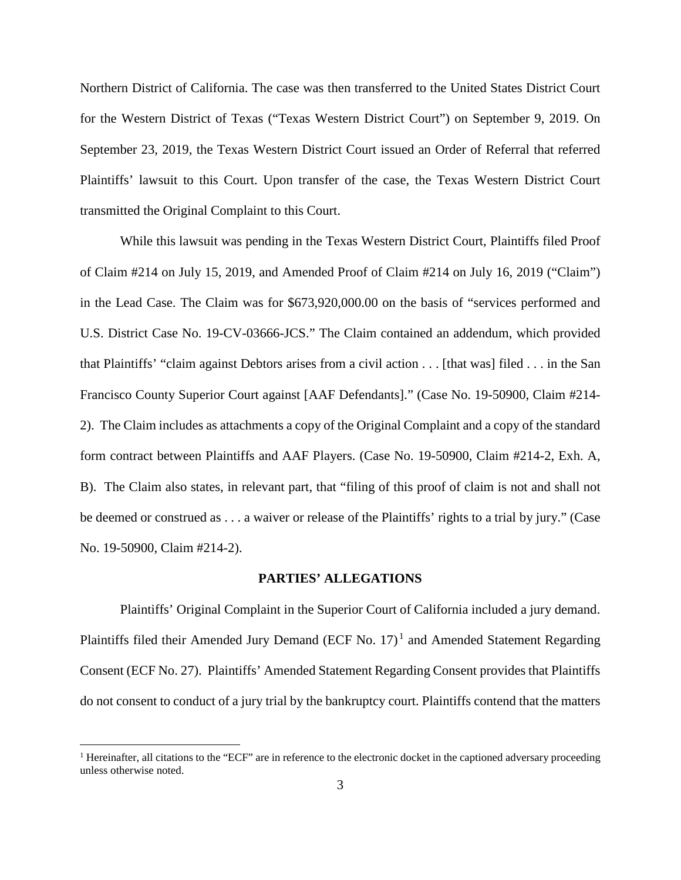Northern District of California. The case was then transferred to the United States District Court for the Western District of Texas ("Texas Western District Court") on September 9, 2019. On September 23, 2019, the Texas Western District Court issued an Order of Referral that referred Plaintiffs' lawsuit to this Court. Upon transfer of the case, the Texas Western District Court transmitted the Original Complaint to this Court.

While this lawsuit was pending in the Texas Western District Court, Plaintiffs filed Proof of Claim #214 on July 15, 2019, and Amended Proof of Claim #214 on July 16, 2019 ("Claim") in the Lead Case. The Claim was for $673,920,000.00 on the basis of "services performed and U.S. District Case No. 19-CV-03666-JCS." The Claim contained an addendum, which provided that Plaintiffs' "claim against Debtors arises from a civil action . . . [that was] filed . . . in the San Francisco County Superior Court against [AAF Defendants]." (Case No. 19-50900, Claim #214-2). The Claim includes as attachments a copy of the Original Complaint and a copy of the standard form contract between Plaintiffs and AAF Players. (Case No. 19-50900, Claim #214-2, Exh. A, B). The Claim also states, in relevant part, that "filing of this proof of claim is not and shall not be deemed or construed as . . . a waiver or release of the Plaintiffs' rights to a trial by jury." (Case No. 19-50900, Claim #214-2).

## PARTIES' ALLEGATIONS

Plaintiffs' Original Complaint in the Superior Court of California included a jury demand. Plaintiffs filed their Amended Jury Demand (ECF No. 17)[1] and Amended Statement Regarding Consent (ECF No. 27). Plaintiffs' Amended Statement Regarding Consent provides that Plaintiffs do not consent to conduct of a jury trial by the bankruptcy court. Plaintiffs contend that the matters

[1] Hereinafter, all citations to the "ECF" are in reference to the electronic docket in the captioned adversary proceeding unless otherwise noted.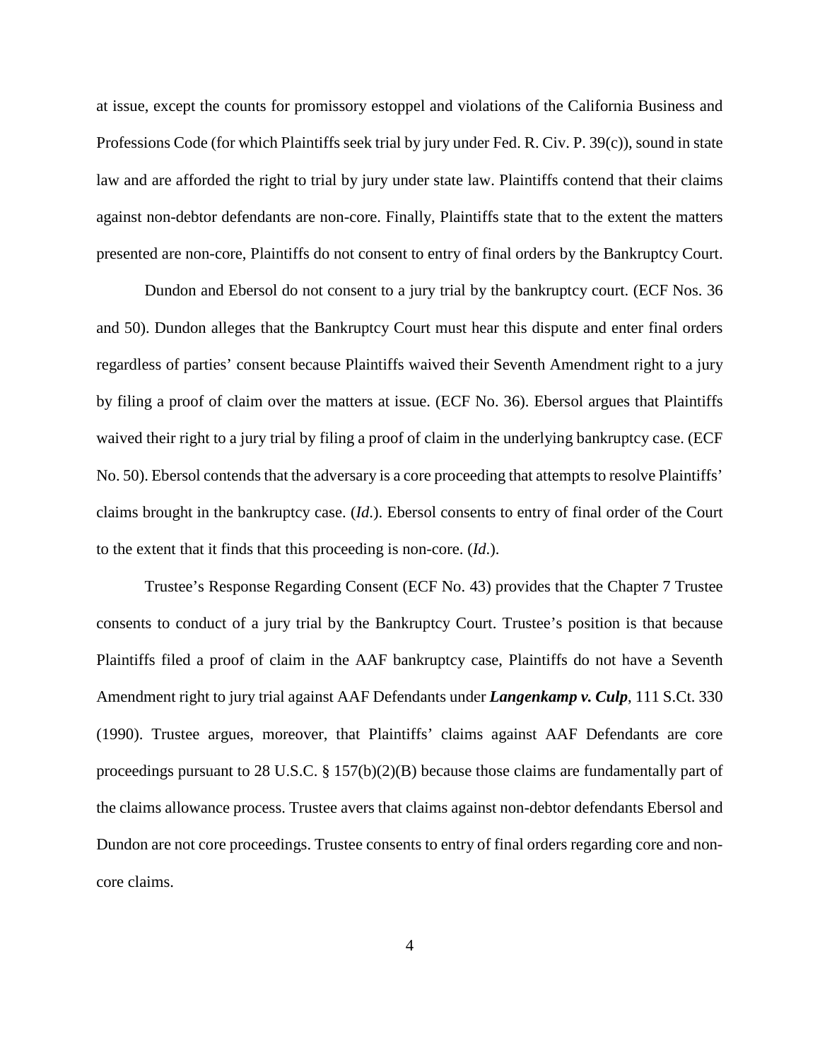at issue, except the counts for promissory estoppel and violations of the California Business and Professions Code (for which Plaintiffs seek trial by jury under Fed. R. Civ. P. 39(c)), sound in state law and are afforded the right to trial by jury under state law. Plaintiffs contend that their claims against non-debtor defendants are non-core. Finally, Plaintiffs state that to the extent the matters presented are non-core, Plaintiffs do not consent to entry of final orders by the Bankruptcy Court.

Dundon and Ebersol do not consent to a jury trial by the bankruptcy court. (ECF Nos. 36 and 50). Dundon alleges that the Bankruptcy Court must hear this dispute and enter final orders regardless of parties' consent because Plaintiffs waived their Seventh Amendment right to a jury by filing a proof of claim over the matters at issue. (ECF No. 36). Ebersol argues that Plaintiffs waived their right to a jury trial by filing a proof of claim in the underlying bankruptcy case. (ECF No. 50). Ebersol contends that the adversary is a core proceeding that attempts to resolve Plaintiffs' claims brought in the bankruptcy case. (*Id.*). Ebersol consents to entry of final order of the Court to the extent that it finds that this proceeding is non-core. (*Id.*).

Trustee's Response Regarding Consent (ECF No. 43) provides that the Chapter 7 Trustee consents to conduct of a jury trial by the Bankruptcy Court. Trustee's position is that because Plaintiffs filed a proof of claim in the AAF bankruptcy case, Plaintiffs do not have a Seventh Amendment right to jury trial against AAF Defendants under ***Langenkamp v. Culp***, 111 S.Ct. 330 (1990). Trustee argues, moreover, that Plaintiffs' claims against AAF Defendants are core proceedings pursuant to 28 U.S.C. § 157(b)(2)(B) because those claims are fundamentally part of the claims allowance process. Trustee avers that claims against non-debtor defendants Ebersol and Dundon are not core proceedings. Trustee consents to entry of final orders regarding core and non-core claims.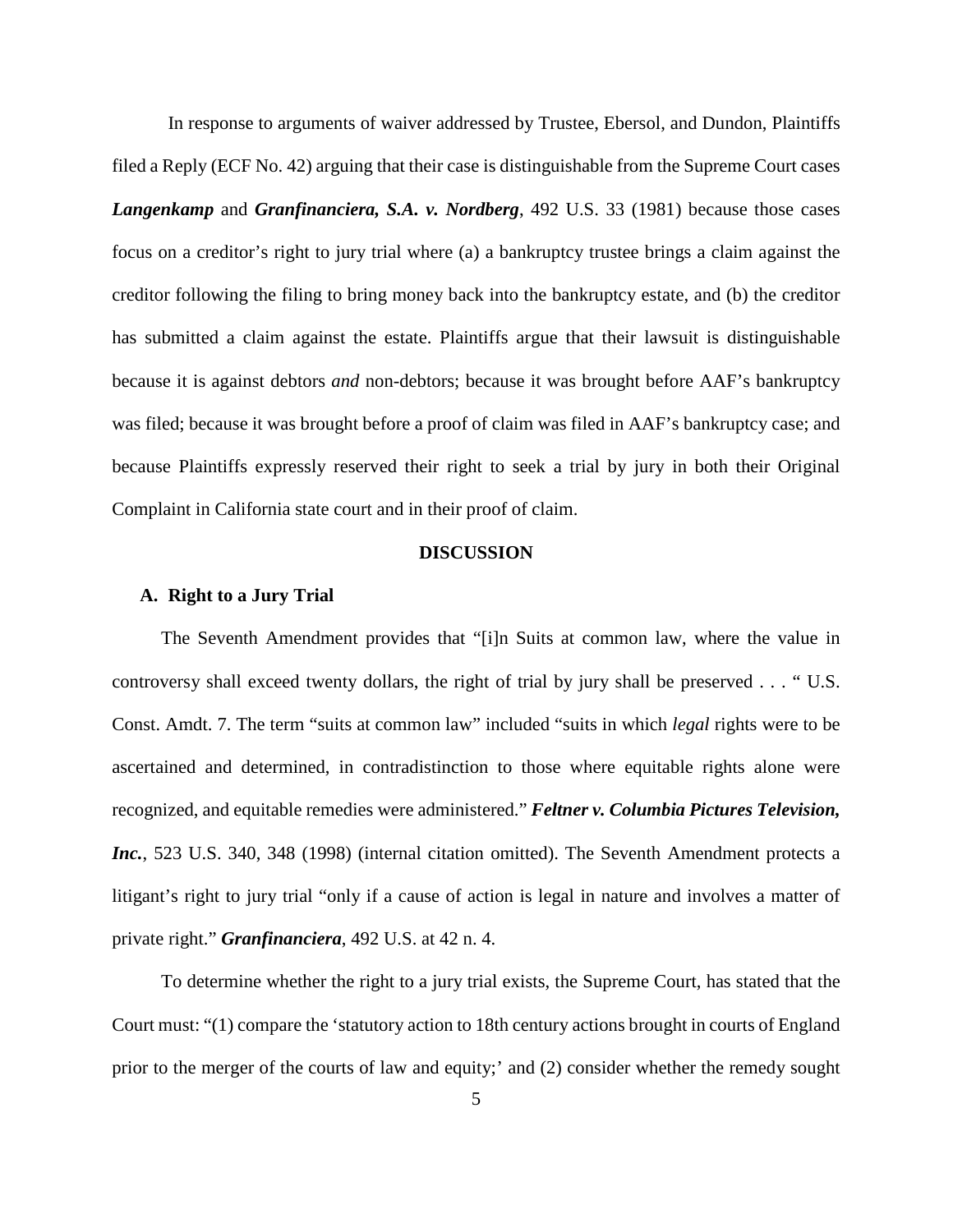In response to arguments of waiver addressed by Trustee, Ebersol, and Dundon, Plaintiffs filed a Reply (ECF No. 42) arguing that their case is distinguishable from the Supreme Court cases ***Langenkamp*** and ***Granfinanciera, S.A. v. Nordberg***, 492 U.S. 33 (1981) because those cases focus on a creditor's right to jury trial where (a) a bankruptcy trustee brings a claim against the creditor following the filing to bring money back into the bankruptcy estate, and (b) the creditor has submitted a claim against the estate. Plaintiffs argue that their lawsuit is distinguishable because it is against debtors *and* non-debtors; because it was brought before AAF's bankruptcy was filed; because it was brought before a proof of claim was filed in AAF's bankruptcy case; and because Plaintiffs expressly reserved their right to seek a trial by jury in both their Original Complaint in California state court and in their proof of claim.

## DISCUSSION

### A. Right to a Jury Trial

The Seventh Amendment provides that "[i]n Suits at common law, where the value in controversy shall exceed twenty dollars, the right of trial by jury shall be preserved . . . " U.S. Const. Amdt. 7. The term "suits at common law" included "suits in which *legal* rights were to be ascertained and determined, in contradistinction to those where equitable rights alone were recognized, and equitable remedies were administered." ***Feltner v. Columbia Pictures Television, Inc.***, 523 U.S. 340, 348 (1998) (internal citation omitted). The Seventh Amendment protects a litigant's right to jury trial "only if a cause of action is legal in nature and involves a matter of private right." ***Granfinanciera***, 492 U.S. at 42 n. 4.

To determine whether the right to a jury trial exists, the Supreme Court, has stated that the Court must: "(1) compare the 'statutory action to 18th century actions brought in courts of England prior to the merger of the courts of law and equity;' and (2) consider whether the remedy sought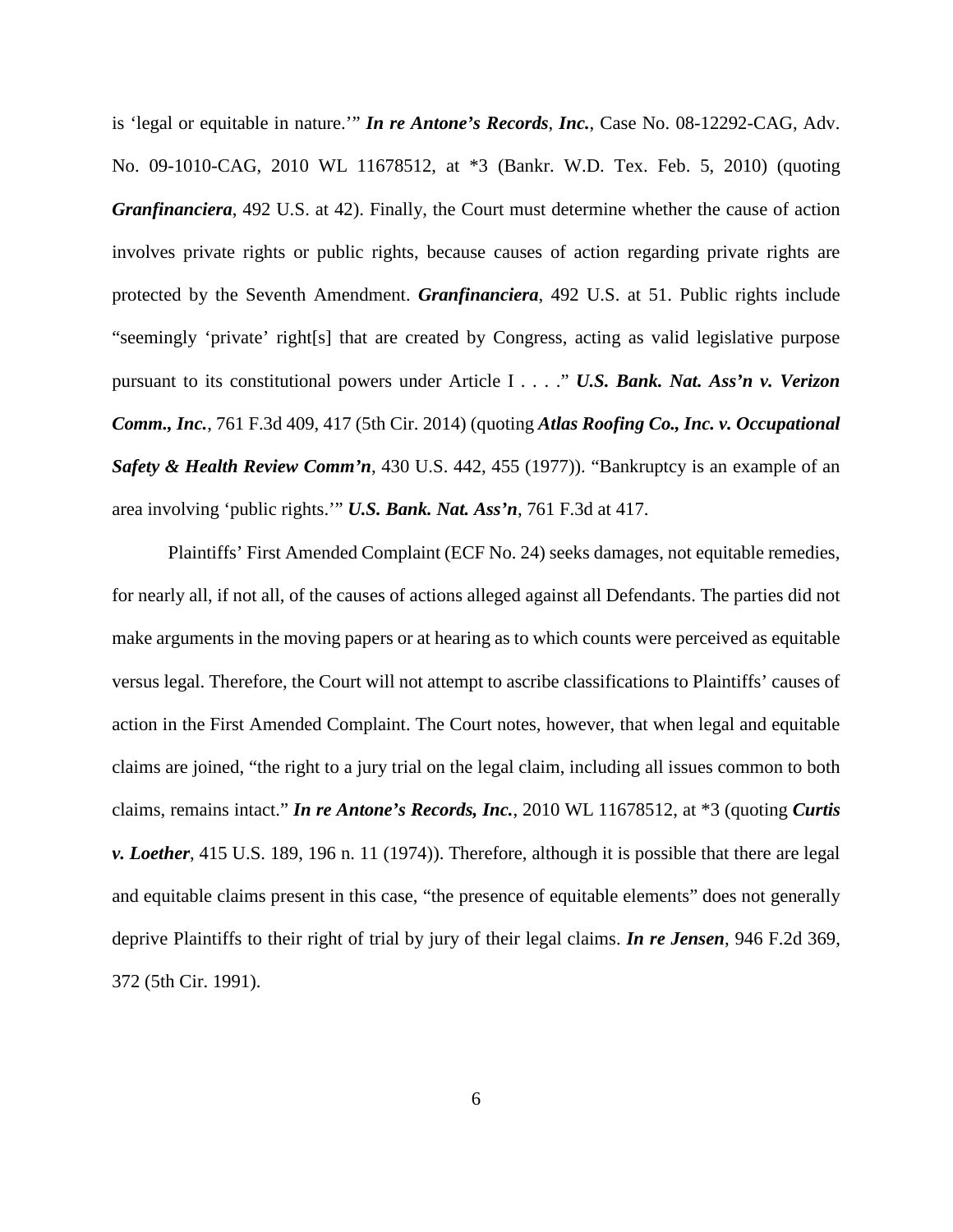is 'legal or equitable in nature.'" ***In re Antone's Records*, *Inc.***, Case No. 08-12292-CAG, Adv. No. 09-1010-CAG, 2010 WL 11678512, at *3 (Bankr. W.D. Tex. Feb. 5, 2010) (quoting ***Granfinanciera***, 492 U.S. at 42). Finally, the Court must determine whether the cause of action involves private rights or public rights, because causes of action regarding private rights are protected by the Seventh Amendment. ***Granfinanciera***, 492 U.S. at 51. Public rights include "seemingly 'private' right[s] that are created by Congress, acting as valid legislative purpose pursuant to its constitutional powers under Article I . . . ." ***U.S. Bank. Nat. Ass'n v. Verizon Comm., Inc.***, 761 F.3d 409, 417 (5th Cir. 2014) (quoting ***Atlas Roofing Co., Inc. v. Occupational Safety & Health Review Comm'n***, 430 U.S. 442, 455 (1977)). "Bankruptcy is an example of an area involving 'public rights.'" ***U.S. Bank. Nat. Ass'n***, 761 F.3d at 417.

Plaintiffs' First Amended Complaint (ECF No. 24) seeks damages, not equitable remedies, for nearly all, if not all, of the causes of actions alleged against all Defendants. The parties did not make arguments in the moving papers or at hearing as to which counts were perceived as equitable versus legal. Therefore, the Court will not attempt to ascribe classifications to Plaintiffs' causes of action in the First Amended Complaint. The Court notes, however, that when legal and equitable claims are joined, "the right to a jury trial on the legal claim, including all issues common to both claims, remains intact." ***In re Antone's Records, Inc.***, 2010 WL 11678512, at *3 (quoting ***Curtis v. Loether***, 415 U.S. 189, 196 n. 11 (1974)). Therefore, although it is possible that there are legal and equitable claims present in this case, "the presence of equitable elements" does not generally deprive Plaintiffs to their right of trial by jury of their legal claims. ***In re Jensen***, 946 F.2d 369, 372 (5th Cir. 1991).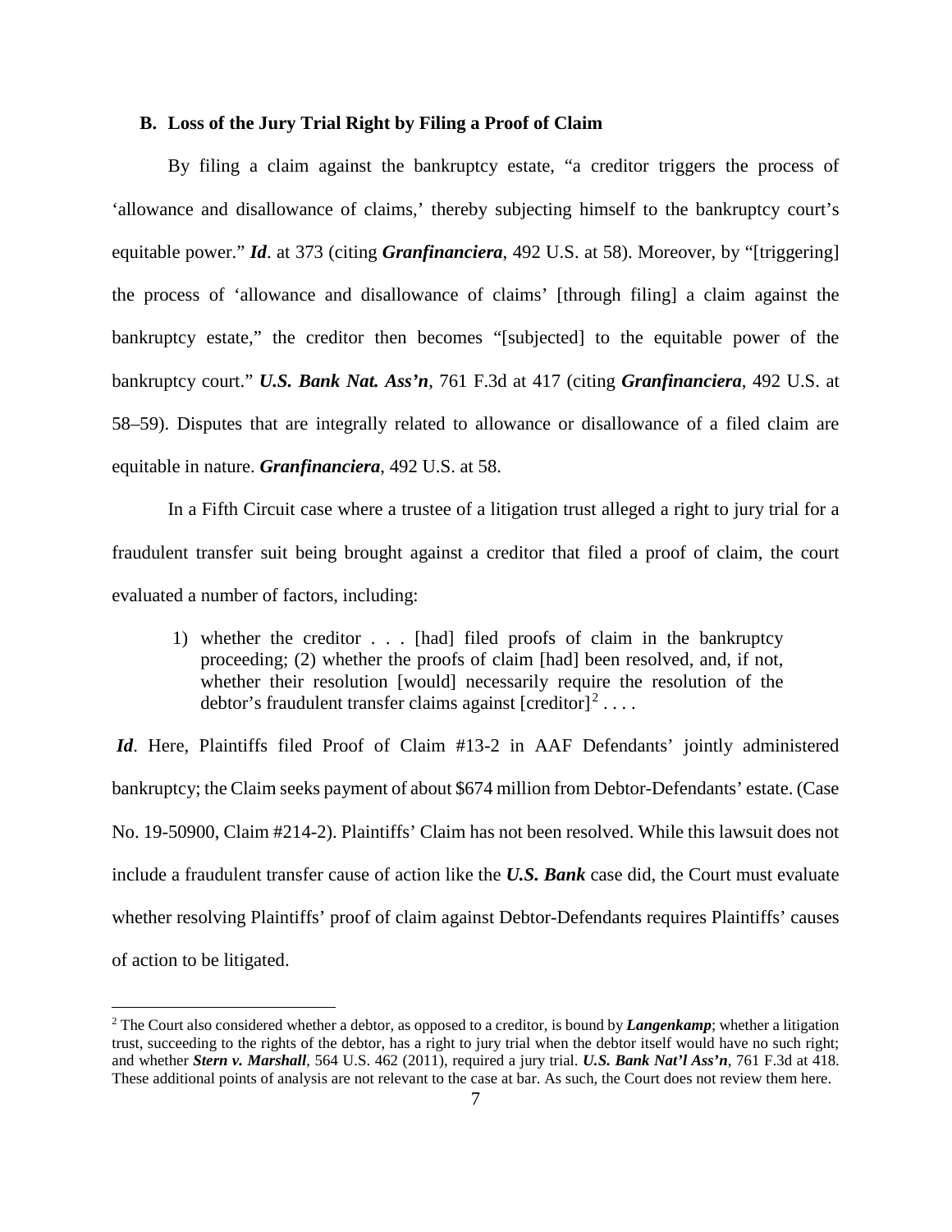### B. Loss of the Jury Trial Right by Filing a Proof of Claim

By filing a claim against the bankruptcy estate, "a creditor triggers the process of 'allowance and disallowance of claims,' thereby subjecting himself to the bankruptcy court's equitable power." ***Id***. at 373 (citing ***Granfinanciera***, 492 U.S. at 58). Moreover, by "[triggering] the process of 'allowance and disallowance of claims' [through filing] a claim against the bankruptcy estate," the creditor then becomes "[subjected] to the equitable power of the bankruptcy court." ***U.S. Bank Nat. Ass'n***, 761 F.3d at 417 (citing ***Granfinanciera***, 492 U.S. at 58–59). Disputes that are integrally related to allowance or disallowance of a filed claim are equitable in nature. ***Granfinanciera***, 492 U.S. at 58.

In a Fifth Circuit case where a trustee of a litigation trust alleged a right to jury trial for a fraudulent transfer suit being brought against a creditor that filed a proof of claim, the court evaluated a number of factors, including:

> 1) whether the creditor . . . [had] filed proofs of claim in the bankruptcy proceeding; (2) whether the proofs of claim [had] been resolved, and, if not, whether their resolution [would] necessarily require the resolution of the debtor's fraudulent transfer claims against [creditor][2] . . . .

***Id***. Here, Plaintiffs filed Proof of Claim #13-2 in AAF Defendants' jointly administered bankruptcy; the Claim seeks payment of about $674 million from Debtor-Defendants' estate. (Case No. 19-50900, Claim #214-2). Plaintiffs' Claim has not been resolved. While this lawsuit does not include a fraudulent transfer cause of action like the ***U.S. Bank*** case did, the Court must evaluate whether resolving Plaintiffs' proof of claim against Debtor-Defendants requires Plaintiffs' causes of action to be litigated.

---

[2] The Court also considered whether a debtor, as opposed to a creditor, is bound by ***Langenkamp***; whether a litigation trust, succeeding to the rights of the debtor, has a right to jury trial when the debtor itself would have no such right; and whether ***Stern v. Marshall***, 564 U.S. 462 (2011), required a jury trial. ***U.S. Bank Nat'l Ass'n***, 761 F.3d at 418. These additional points of analysis are not relevant to the case at bar. As such, the Court does not review them here.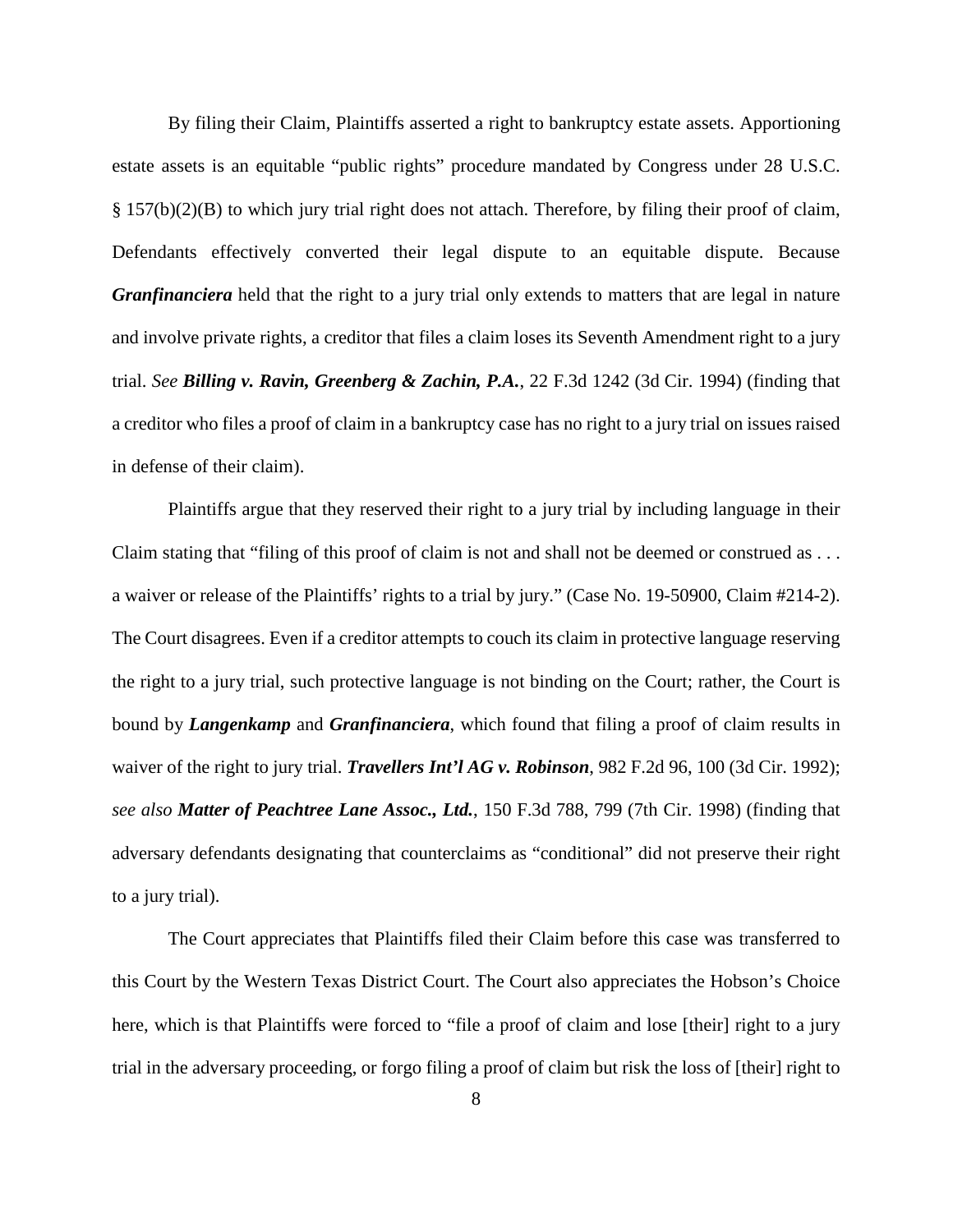By filing their Claim, Plaintiffs asserted a right to bankruptcy estate assets. Apportioning estate assets is an equitable "public rights" procedure mandated by Congress under 28 U.S.C. § 157(b)(2)(B) to which jury trial right does not attach. Therefore, by filing their proof of claim, Defendants effectively converted their legal dispute to an equitable dispute. Because ***Granfinanciera*** held that the right to a jury trial only extends to matters that are legal in nature and involve private rights, a creditor that files a claim loses its Seventh Amendment right to a jury trial. *See* ***Billing v. Ravin, Greenberg & Zachin, P.A.***, 22 F.3d 1242 (3d Cir. 1994) (finding that a creditor who files a proof of claim in a bankruptcy case has no right to a jury trial on issues raised in defense of their claim).

Plaintiffs argue that they reserved their right to a jury trial by including language in their Claim stating that "filing of this proof of claim is not and shall not be deemed or construed as . . . a waiver or release of the Plaintiffs' rights to a trial by jury." (Case No. 19-50900, Claim #214-2). The Court disagrees. Even if a creditor attempts to couch its claim in protective language reserving the right to a jury trial, such protective language is not binding on the Court; rather, the Court is bound by ***Langenkamp*** and ***Granfinanciera***, which found that filing a proof of claim results in waiver of the right to jury trial. ***Travellers Int'l AG v. Robinson***, 982 F.2d 96, 100 (3d Cir. 1992); *see also* ***Matter of Peachtree Lane Assoc., Ltd.***, 150 F.3d 788, 799 (7th Cir. 1998) (finding that adversary defendants designating that counterclaims as "conditional" did not preserve their right to a jury trial).

The Court appreciates that Plaintiffs filed their Claim before this case was transferred to this Court by the Western Texas District Court. The Court also appreciates the Hobson's Choice here, which is that Plaintiffs were forced to "file a proof of claim and lose [their] right to a jury trial in the adversary proceeding, or forgo filing a proof of claim but risk the loss of [their] right to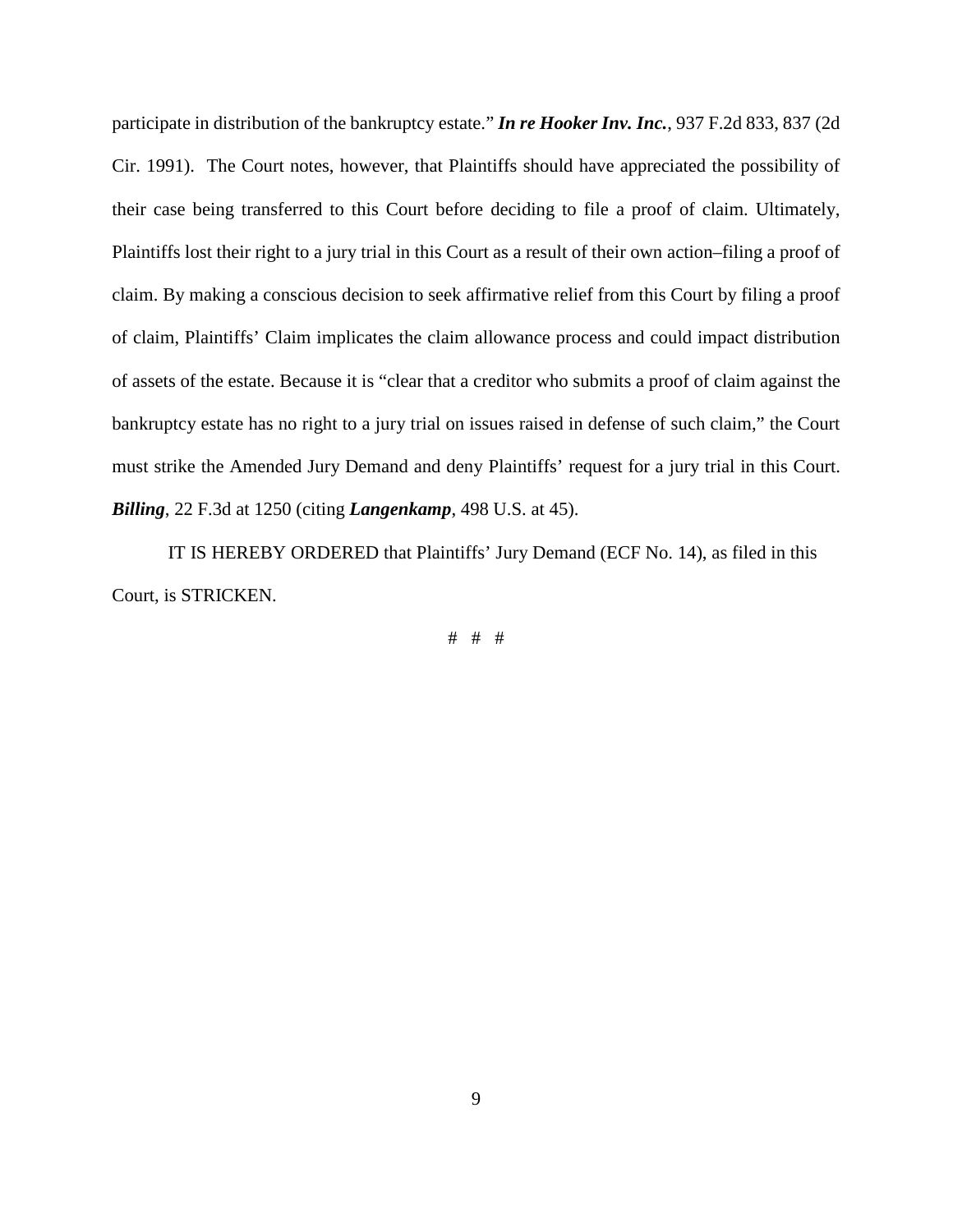participate in distribution of the bankruptcy estate." ***In re Hooker Inv. Inc.***, 937 F.2d 833, 837 (2d Cir. 1991). The Court notes, however, that Plaintiffs should have appreciated the possibility of their case being transferred to this Court before deciding to file a proof of claim. Ultimately, Plaintiffs lost their right to a jury trial in this Court as a result of their own action–filing a proof of claim. By making a conscious decision to seek affirmative relief from this Court by filing a proof of claim, Plaintiffs' Claim implicates the claim allowance process and could impact distribution of assets of the estate. Because it is "clear that a creditor who submits a proof of claim against the bankruptcy estate has no right to a jury trial on issues raised in defense of such claim," the Court must strike the Amended Jury Demand and deny Plaintiffs' request for a jury trial in this Court. ***Billing***, 22 F.3d at 1250 (citing ***Langenkamp***, 498 U.S. at 45).

IT IS HEREBY ORDERED that Plaintiffs' Jury Demand (ECF No. 14), as filed in this Court, is STRICKEN.

# # #